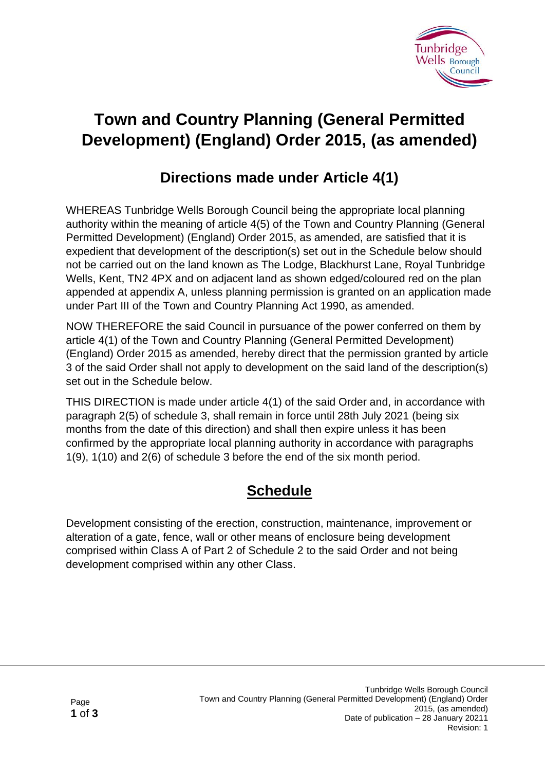# Town and Country Planning (General Permitted Development) (England) Order 2015, (as amended)

## Directions made under Article 4(1)

WHEREAS Tunbridge Wells Borough Council being the appropriate local planning authority within the meaning of article 4(5) of the Town and Country Planning (General Permitted Development) (England) Order 2015, as amended, are satisfied that it is expedient that development of the description(s) set out in the Schedule below should not be carried out on the land known as The Lodge, Blackhurst Lane, Royal Tunbridge Wells, Kent, TN2 4PX and on adjacent land as shown edged/coloured red on the plan appended at appendix A, unless planning permission is granted on an application made under Part III of the Town and Country Planning Act 1990, as amended.

NOW THEREFORE the said Council in pursuance of the power conferred on them by article 4(1) of the Town and Country Planning (General Permitted Development) (England) Order 2015 as amended, hereby direct that the permission granted by article 3 of the said Order shall not apply to development on the said land of the description(s) set out in the Schedule below.

THIS DIRECTION is made under article 4(1) of the said Order and, in accordance with paragraph 2(5) of schedule 3, shall remain in force until 28th July 2021 (being six months from the date of this direction) and shall then expire unless it has been confirmed by the appropriate local planning authority in accordance with paragraphs 1(9), 1(10) and 2(6) of schedule 3 before the end of the six month period.

## Schedule

Development consisting of the erection, construction, maintenance, improvement or alteration of a gate, fence, wall or other means of enclosure being development comprised within Class A of Part 2 of Schedule 2 to the said Order and not being development comprised within any other Class.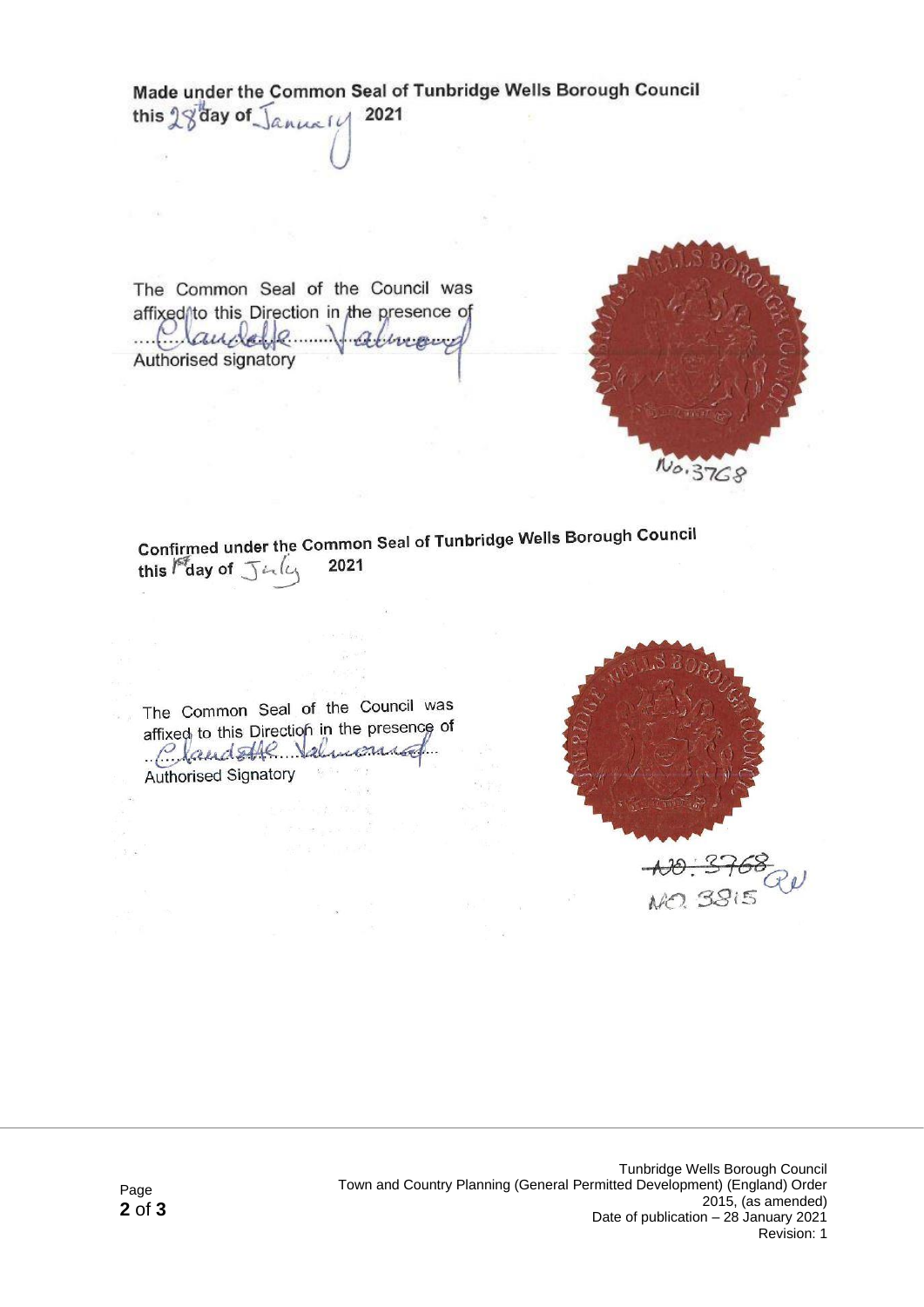**Made under the Common Seal of Tunbridge Wells Borough Council this 28th day of January 2021**

The Common Seal of the Council was affixed to this Direction in the presence of

........................................................

Authorised signatory

No. 3768

**Confirmed under the Common Seal of Tunbridge Wells Borough Council this 1st day of July 2021**

The Common Seal of the Council was affixed to this Direction in the presence of

........................................................

Authorised Signatory

~~NO. 3768~~
NO. 3815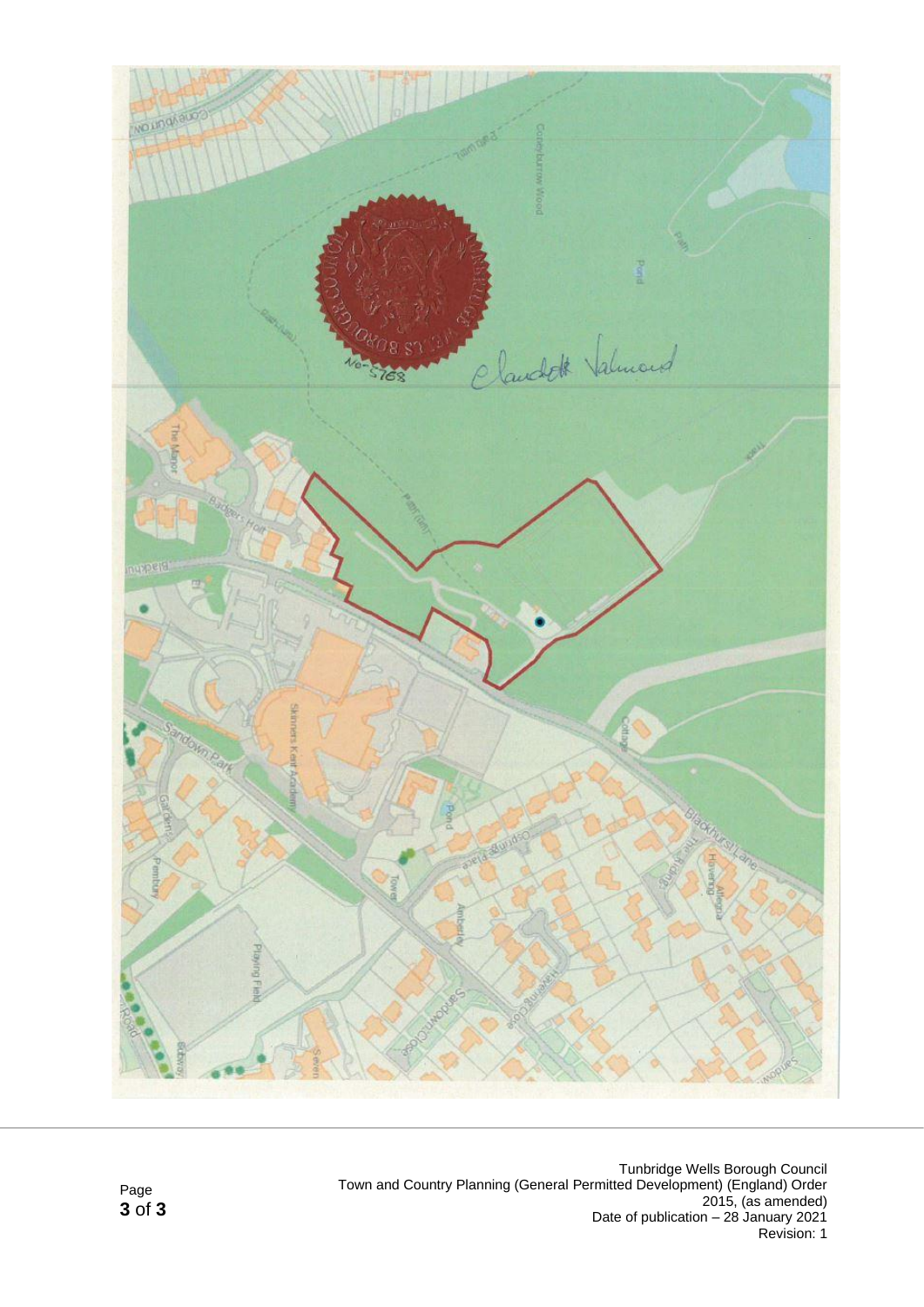Coneyburrow Wood

Pond

Path

Path (um)

Track

TUNBRIDGE WELLS BOROUGH COUNCIL

No-5768

Claudette Valmond

The Manor

Badgers Holt

Blackhurst Lane

Skinners Kent Academy

Sandown Park

Cottage

Pond

Tower

Amberley

Playing Field

Sandown Close

Havering

Altegria